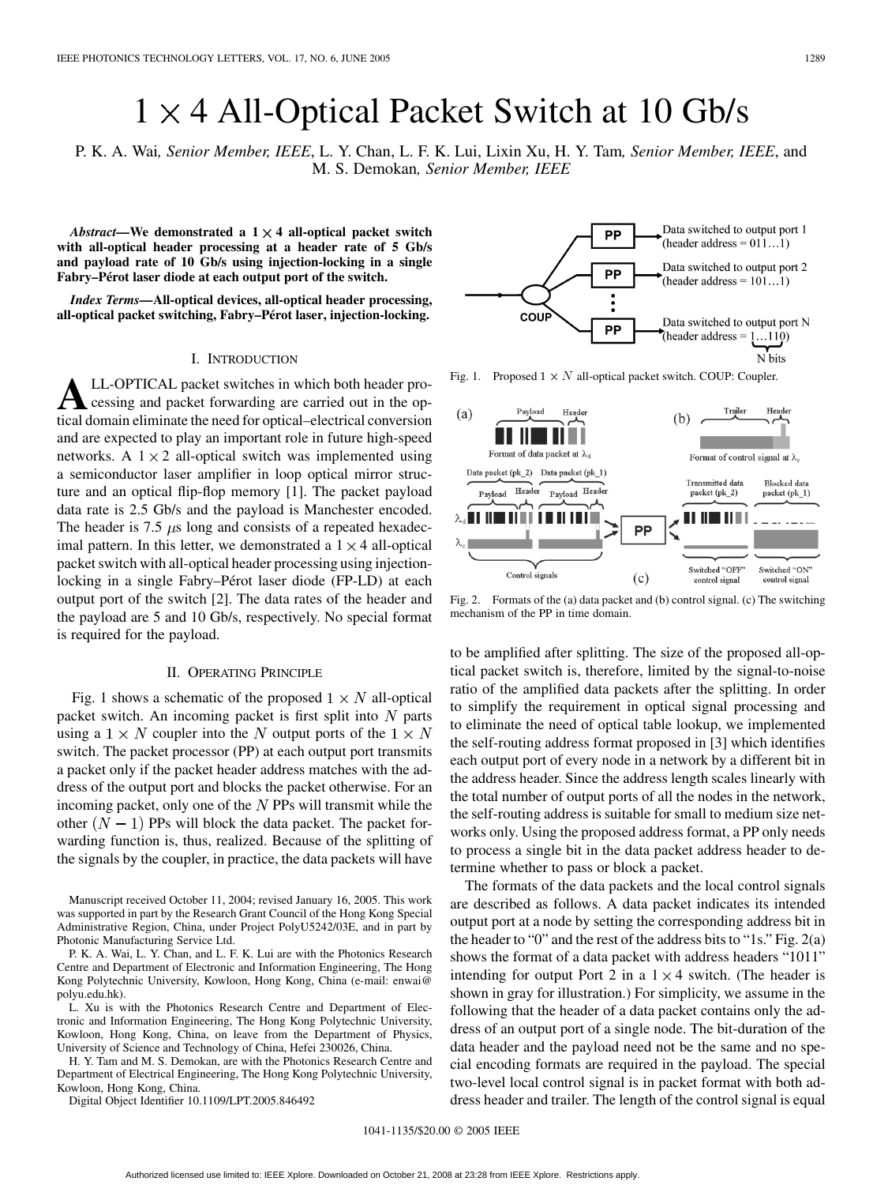# $1 \times 4$ All-Optical Packet Switch at 10 Gb/s

P. K. A. Wai, *Senior Member, IEEE*, L. Y. Chan, L. F. K. Lui, Lixin Xu, H. Y. Tam, *Senior Member, IEEE*, and M. S. Demokan, *Senior Member, IEEE*

***Abstract*—We demonstrated a $1 \times 4$ all-optical packet switch with all-optical header processing at a header rate of 5 Gb/s and payload rate of 10 Gb/s using injection-locking in a single Fabry–Pérot laser diode at each output port of the switch.**

***Index Terms*—All-optical devices, all-optical header processing, all-optical packet switching, Fabry–Pérot laser, injection-locking.**

## I. Introduction

ALL-OPTICAL packet switches in which both header processing and packet forwarding are carried out in the optical domain eliminate the need for optical–electrical conversion and are expected to play an important role in future high-speed networks. A $1 \times 2$ all-optical switch was implemented using a semiconductor laser amplifier in loop optical mirror structure and an optical flip-flop memory [1]. The packet payload data rate is 2.5 Gb/s and the payload is Manchester encoded. The header is 7.5 $\mu$s long and consists of a repeated hexadecimal pattern. In this letter, we demonstrated a $1 \times 4$ all-optical packet switch with all-optical header processing using injection-locking in a single Fabry–Pérot laser diode (FP-LD) at each output port of the switch [2]. The data rates of the header and the payload are 5 and 10 Gb/s, respectively. No special format is required for the payload.

## II. Operating Principle

Fig. 1 shows a schematic of the proposed $1 \times N$ all-optical packet switch. An incoming packet is first split into $N$ parts using a $1 \times N$ coupler into the $N$ output ports of the $1 \times N$ switch. The packet processor (PP) at each output port transmits a packet only if the packet header address matches with the address of the output port and blocks the packet otherwise. For an incoming packet, only one of the $N$ PPs will transmit while the other $(N-1)$ PPs will block the data packet. The packet forwarding function is, thus, realized. Because of the splitting of the signals by the coupler, in practice, the data packets will have to be amplified after splitting. The size of the proposed all-optical packet switch is, therefore, limited by the signal-to-noise ratio of the amplified data packets after the splitting. In order to simplify the requirement in optical signal processing and to eliminate the need of optical table lookup, we implemented the self-routing address format proposed in [3] which identifies each output port of every node in a network by a different bit in the address header. Since the address length scales linearly with the total number of output ports of all the nodes in the network, the self-routing address is suitable for small to medium size networks only. Using the proposed address format, a PP only needs to process a single bit in the data packet address header to determine whether to pass or block a packet.

Fig. 1. Proposed $1 \times N$ all-optical packet switch. COUP: Coupler.

Fig. 2. Formats of the (a) data packet and (b) control signal. (c) The switching mechanism of the PP in time domain.

The formats of the data packets and the local control signals are described as follows. A data packet indicates its intended output port at a node by setting the corresponding address bit in the header to "0" and the rest of the address bits to "1s." Fig. 2(a) shows the format of a data packet with address headers "1011" intending for output Port 2 in a $1 \times 4$ switch. (The header is shown in gray for illustration.) For simplicity, we assume in the following that the header of a data packet contains only the address of an output port of a single node. The bit-duration of the data header and the payload need not be the same and no special encoding formats are required in the payload. The special two-level local control signal is in packet format with both address header and trailer. The length of the control signal is equal

Manuscript received October 11, 2004; revised January 16, 2005. This work was supported in part by the Research Grant Council of the Hong Kong Special Administrative Region, China, under Project PolyU5242/03E, and in part by Photonic Manufacturing Service Ltd.

P. K. A. Wai, L. Y. Chan, and L. F. K. Lui are with the Photonics Research Centre and Department of Electronic and Information Engineering, The Hong Kong Polytechnic University, Kowloon, Hong Kong, China (e-mail: enwai@polyu.edu.hk).

L. Xu is with the Photonics Research Centre and Department of Electronic and Information Engineering, The Hong Kong Polytechnic University, Kowloon, Hong Kong, China, on leave from the Department of Physics, University of Science and Technology of China, Hefei 230026, China.

H. Y. Tam and M. S. Demokan, are with the Photonics Research Centre and Department of Electrical Engineering, The Hong Kong Polytechnic University, Kowloon, Hong Kong, China.

Digital Object Identifier 10.1109/LPT.2005.846492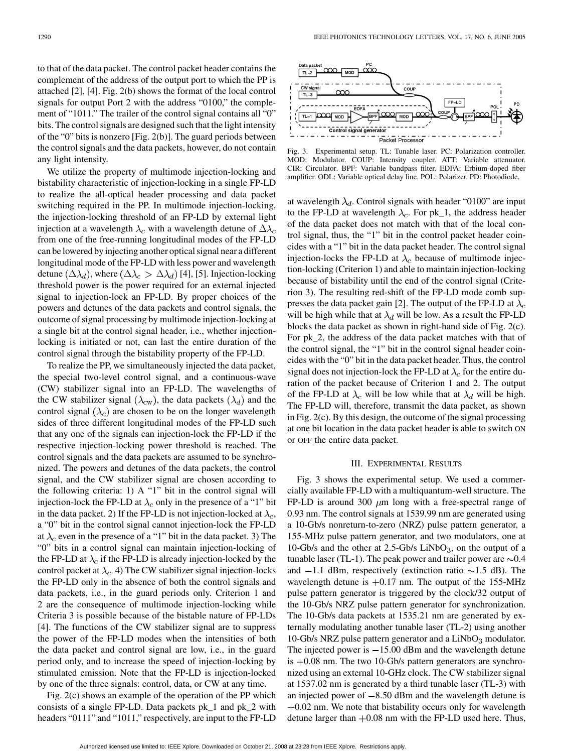to that of the data packet. The control packet header contains the complement of the address of the output port to which the PP is attached [2], [4]. Fig. 2(b) shows the format of the local control signals for output Port 2 with the address "0100," the complement of "1011." The trailer of the control signal contains all "0" bits. The control signals are designed such that the light intensity of the "0" bits is nonzero [Fig. 2(b)]. The guard periods between the control signals and the data packets, however, do not contain any light intensity.

We utilize the property of multimode injection-locking and bistability characteristic of injection-locking in a single FP-LD to realize the all-optical header processing and data packet switching required in the PP. In multimode injection-locking, the injection-locking threshold of an FP-LD by external light injection at a wavelength $\lambda_c$ with a wavelength detune of $\Delta\lambda_c$ from one of the free-running longitudinal modes of the FP-LD can be lowered by injecting another optical signal near a different longitudinal mode of the FP-LD with less power and wavelength detune $(\Delta\lambda_d)$, where $(\Delta\lambda_c > \Delta\lambda_d)$ [4], [5]. Injection-locking threshold power is the power required for an external injected signal to injection-lock an FP-LD. By proper choices of the powers and detunes of the data packets and control signals, the outcome of signal processing by multimode injection-locking at a single bit at the control signal header, i.e., whether injection-locking is initiated or not, can last the entire duration of the control signal through the bistability property of the FP-LD.

To realize the PP, we simultaneously injected the data packet, the special two-level control signal, and a continuous-wave (CW) stabilizer signal into an FP-LD. The wavelengths of the CW stabilizer signal $(\lambda_{\mathrm{cw}})$, the data packets $(\lambda_d)$ and the control signal $(\lambda_c)$ are chosen to be on the longer wavelength sides of three different longitudinal modes of the FP-LD such that any one of the signals can injection-lock the FP-LD if the respective injection-locking power threshold is reached. The control signals and the data packets are assumed to be synchronized. The powers and detunes of the data packets, the control signal, and the CW stabilizer signal are chosen according to the following criteria: 1) A "1" bit in the control signal will injection-lock the FP-LD at $\lambda_c$ only in the presence of a "1" bit in the data packet. 2) If the FP-LD is not injection-locked at $\lambda_c$, a "0" bit in the control signal cannot injection-lock the FP-LD at $\lambda_c$ even in the presence of a "1" bit in the data packet. 3) The "0" bits in a control signal can maintain injection-locking of the FP-LD at $\lambda_c$ if the FP-LD is already injection-locked by the control packet at $\lambda_c$. 4) The CW stabilizer signal injection-locks the FP-LD only in the absence of both the control signals and data packets, i.e., in the guard periods only. Criterion 1 and 2 are the consequence of multimode injection-locking while Criteria 3 is possible because of the bistable nature of FP-LDs [4]. The functions of the CW stabilizer signal are to suppress the power of the FP-LD modes when the intensities of both the data packet and control signal are low, i.e., in the guard period only, and to increase the speed of injection-locking by stimulated emission. Note that the FP-LD is injection-locked by one of the three signals: control, data, or CW at any time.

Fig. 2(c) shows an example of the operation of the PP which consists of a single FP-LD. Data packets pk_1 and pk_2 with headers "0111" and "1011," respectively, are input to the FP-LD at wavelength $\lambda_d$. Control signals with header "0100" are input to the FP-LD at wavelength $\lambda_c$. For pk_1, the address header of the data packet does not match with that of the local control signal, thus, the "1" bit in the control packet header coincides with a "1" bit in the data packet header. The control signal injection-locks the FP-LD at $\lambda_c$ because of multimode injection-locking (Criterion 1) and able to maintain injection-locking because of bistability until the end of the control signal (Criterion 3). The resulting red-shift of the FP-LD mode comb suppresses the data packet gain [2]. The output of the FP-LD at $\lambda_c$ will be high while that at $\lambda_d$ will be low. As a result the FP-LD blocks the data packet as shown in right-hand side of Fig. 2(c). For pk_2, the address of the data packet matches with that of the control signal, the "1" bit in the control signal header coincides with the "0" bit in the data packet header. Thus, the control signal does not injection-lock the FP-LD at $\lambda_c$ for the entire duration of the packet because of Criterion 1 and 2. The output of the FP-LD at $\lambda_c$ will be low while that at $\lambda_d$ will be high. The FP-LD will, therefore, transmit the data packet, as shown in Fig. 2(c). By this design, the outcome of the signal processing at one bit location in the data packet header is able to switch ON or OFF the entire data packet.

Fig. 3. Experimental setup. TL: Tunable laser. PC: Polarization controller. MOD: Modulator. COUP: Intensity coupler. ATT: Variable attenuator. CIR: Circulator. BPF: Variable bandpass filter. EDFA: Erbium-doped fiber amplifier. ODL: Variable optical delay line. POL: Polarizer. PD: Photodiode.

## III. Experimental Results

Fig. 3 shows the experimental setup. We used a commercially available FP-LD with a multiquantum-well structure. The FP-LD is around 300 $\mu$m long with a free-spectral range of 0.93 nm. The control signals at 1539.99 nm are generated using a 10-Gb/s nonreturn-to-zero (NRZ) pulse pattern generator, a 155-MHz pulse pattern generator, and two modulators, one at 10-Gb/s and the other at 2.5-Gb/s $\mathrm{LiNbO_3}$, on the output of a tunable laser (TL-1). The peak power and trailer power are $\sim$0.4 and $-$1.1 dBm, respectively (extinction ratio $\sim$1.5 dB). The wavelength detune is $+$0.17 nm. The output of the 155-MHz pulse pattern generator is triggered by the clock/32 output of the 10-Gb/s NRZ pulse pattern generator for synchronization. The 10-Gb/s data packets at 1535.21 nm are generated by externally modulating another tunable laser (TL-2) using another 10-Gb/s NRZ pulse pattern generator and a $\mathrm{LiNbO_3}$ modulator. The injected power is $-$15.00 dBm and the wavelength detune is $+$0.08 nm. The two 10-Gb/s pattern generators are synchronized using an external 10-GHz clock. The CW stabilizer signal at 1537.02 nm is generated by a third tunable laser (TL-3) with an injected power of $-$8.50 dBm and the wavelength detune is $+$0.02 nm. We note that bistability occurs only for wavelength detune larger than $+$0.08 nm with the FP-LD used here. Thus,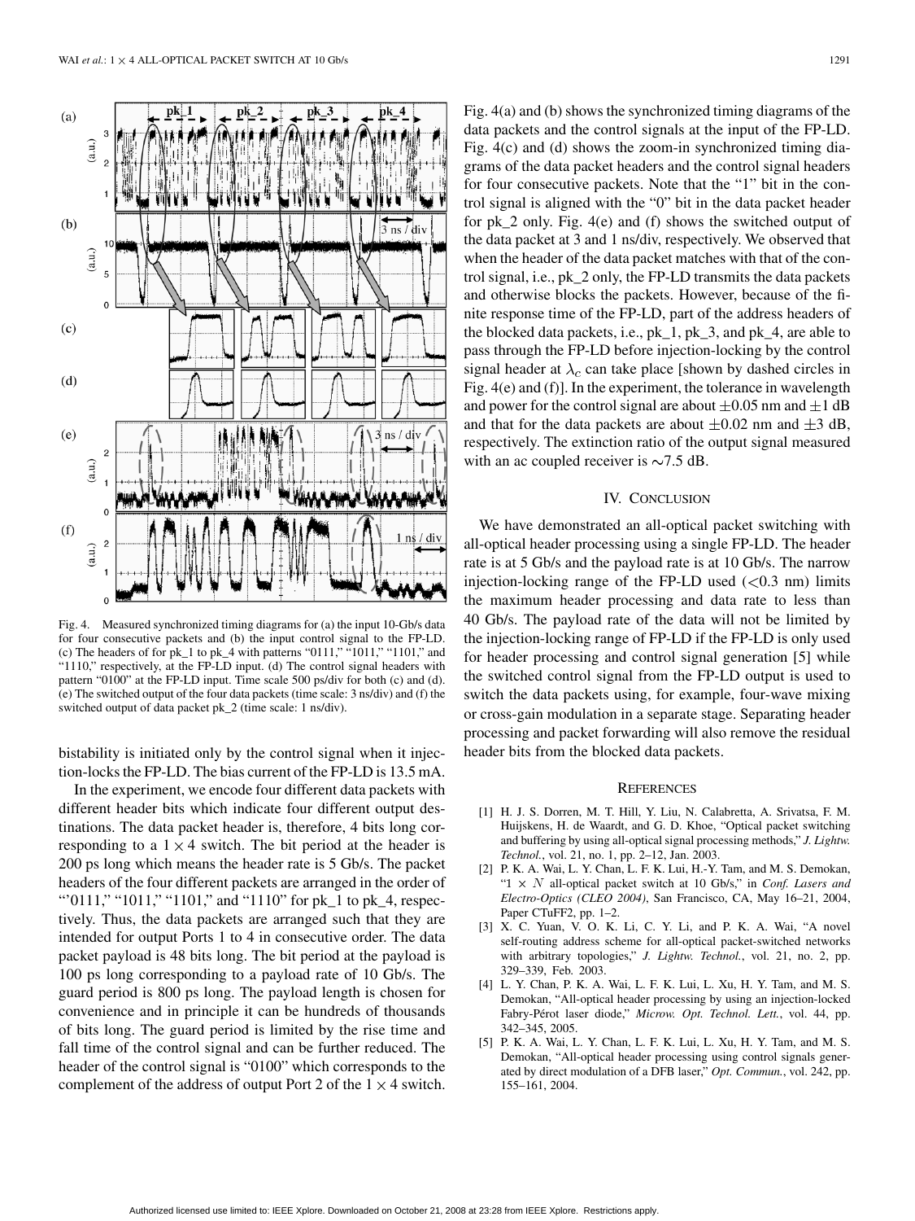(a)

pk_1 pk_2 pk_3 pk_4

(a.u.) 3 2 1

(b)

(a.u.) 10 5 0

3 ns / div

(c)

(d)

(e)

(a.u.) 2 1 0

3 ns / div

(f)

(a.u.) 2 1 0

1 ns / div

Fig. 4. Measured synchronized timing diagrams for (a) the input 10-Gb/s data for four consecutive packets and (b) the input control signal to the FP-LD. (c) The headers of for pk_1 to pk_4 with patterns "0111," "1011," "1101," and "1110," respectively, at the FP-LD input. (d) The control signal headers with pattern "0100" at the FP-LD input. Time scale 500 ps/div for both (c) and (d). (e) The switched output of the four data packets (time scale: 3 ns/div) and (f) the switched output of data packet pk_2 (time scale: 1 ns/div).

bistability is initiated only by the control signal when it injection-locks the FP-LD. The bias current of the FP-LD is 13.5 mA.

In the experiment, we encode four different data packets with different header bits which indicate four different output destinations. The data packet header is, therefore, 4 bits long corresponding to a $1 \times 4$ switch. The bit period at the header is 200 ps long which means the header rate is 5 Gb/s. The packet headers of the four different packets are arranged in the order of "'0111," "1011," "1101," and "1110" for pk_1 to pk_4, respectively. Thus, the data packets are arranged such that they are intended for output Ports 1 to 4 in consecutive order. The data packet payload is 48 bits long. The bit period at the payload is 100 ps long corresponding to a payload rate of 10 Gb/s. The guard period is 800 ps long. The payload length is chosen for convenience and in principle it can be hundreds of thousands of bits long. The guard period is limited by the rise time and fall time of the control signal and can be further reduced. The header of the control signal is "0100" which corresponds to the complement of the address of output Port 2 of the $1 \times 4$ switch.

Fig. 4(a) and (b) shows the synchronized timing diagrams of the data packets and the control signals at the input of the FP-LD. Fig. 4(c) and (d) shows the zoom-in synchronized timing diagrams of the data packet headers and the control signal headers for four consecutive packets. Note that the "1" bit in the control signal is aligned with the "0" bit in the data packet header for pk_2 only. Fig. 4(e) and (f) shows the switched output of the data packet at 3 and 1 ns/div, respectively. We observed that when the header of the data packet matches with that of the control signal, i.e., pk_2 only, the FP-LD transmits the data packets and otherwise blocks the packets. However, because of the finite response time of the FP-LD, part of the address headers of the blocked data packets, i.e., pk_1, pk_3, and pk_4, are able to pass through the FP-LD before injection-locking by the control signal header at $\lambda_c$ can take place [shown by dashed circles in Fig. 4(e) and (f)]. In the experiment, the tolerance in wavelength and power for the control signal are about $\pm 0.05$ nm and $\pm 1$ dB and that for the data packets are about $\pm 0.02$ nm and $\pm 3$ dB, respectively. The extinction ratio of the output signal measured with an ac coupled receiver is $\sim 7.5$ dB.

## IV. Conclusion

We have demonstrated an all-optical packet switching with all-optical header processing using a single FP-LD. The header rate is at 5 Gb/s and the payload rate is at 10 Gb/s. The narrow injection-locking range of the FP-LD used ($<0.3$ nm) limits the maximum header processing and data rate to less than 40 Gb/s. The payload rate of the data will not be limited by the injection-locking range of FP-LD if the FP-LD is only used for header processing and control signal generation [5] while the switched control signal from the FP-LD output is used to switch the data packets using, for example, four-wave mixing or cross-gain modulation in a separate stage. Separating header processing and packet forwarding will also remove the residual header bits from the blocked data packets.

## References

[1] H. J. S. Dorren, M. T. Hill, Y. Liu, N. Calabretta, A. Srivatsa, F. M. Huijskens, H. de Waardt, and G. D. Khoe, "Optical packet switching and buffering by using all-optical signal processing methods," *J. Lightw. Technol.*, vol. 21, no. 1, pp. 2–12, Jan. 2003.

[2] P. K. A. Wai, L. Y. Chan, L. F. K. Lui, H.-Y. Tam, and M. S. Demokan, "$1 \times N$ all-optical packet switch at 10 Gb/s," in *Conf. Lasers and Electro-Optics (CLEO 2004)*, San Francisco, CA, May 16–21, 2004, Paper CTuFF2, pp. 1–2.

[3] X. C. Yuan, V. O. K. Li, C. Y. Li, and P. K. A. Wai, "A novel self-routing address scheme for all-optical packet-switched networks with arbitrary topologies," *J. Lightw. Technol.*, vol. 21, no. 2, pp. 329–339, Feb. 2003.

[4] L. Y. Chan, P. K. A. Wai, L. F. K. Lui, L. Xu, H. Y. Tam, and M. S. Demokan, "All-optical header processing by using an injection-locked Fabry-Pérot laser diode," *Microw. Opt. Technol. Lett.*, vol. 44, pp. 342–345, 2005.

[5] P. K. A. Wai, L. Y. Chan, L. F. K. Lui, L. Xu, H. Y. Tam, and M. S. Demokan, "All-optical header processing using control signals generated by direct modulation of a DFB laser," *Opt. Commun.*, vol. 242, pp. 155–161, 2004.